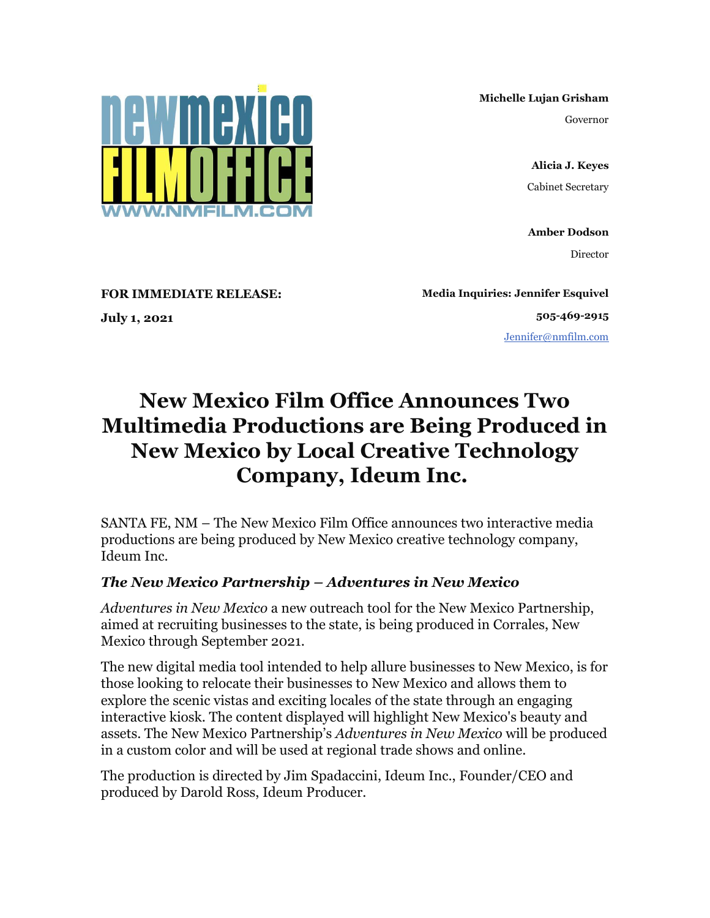newmexico FILMOFFICE
WWW.NMFILM.COM

**Michelle Lujan Grisham**
Governor

**Alicia J. Keyes**
Cabinet Secretary

**Amber Dodson**
Director

**FOR IMMEDIATE RELEASE:**
**July 1, 2021**

**Media Inquiries: Jennifer Esquivel**
**505-469-2915**
Jennifer@nmfilm.com

# New Mexico Film Office Announces Two Multimedia Productions are Being Produced in New Mexico by Local Creative Technology Company, Ideum Inc.

SANTA FE, NM – The New Mexico Film Office announces two interactive media productions are being produced by New Mexico creative technology company, Ideum Inc.

### *The New Mexico Partnership – Adventures in New Mexico*

*Adventures in New Mexico* a new outreach tool for the New Mexico Partnership, aimed at recruiting businesses to the state, is being produced in Corrales, New Mexico through September 2021.

The new digital media tool intended to help allure businesses to New Mexico, is for those looking to relocate their businesses to New Mexico and allows them to explore the scenic vistas and exciting locales of the state through an engaging interactive kiosk. The content displayed will highlight New Mexico's beauty and assets. The New Mexico Partnership's *Adventures in New Mexico* will be produced in a custom color and will be used at regional trade shows and online.

The production is directed by Jim Spadaccini, Ideum Inc., Founder/CEO and produced by Darold Ross, Ideum Producer.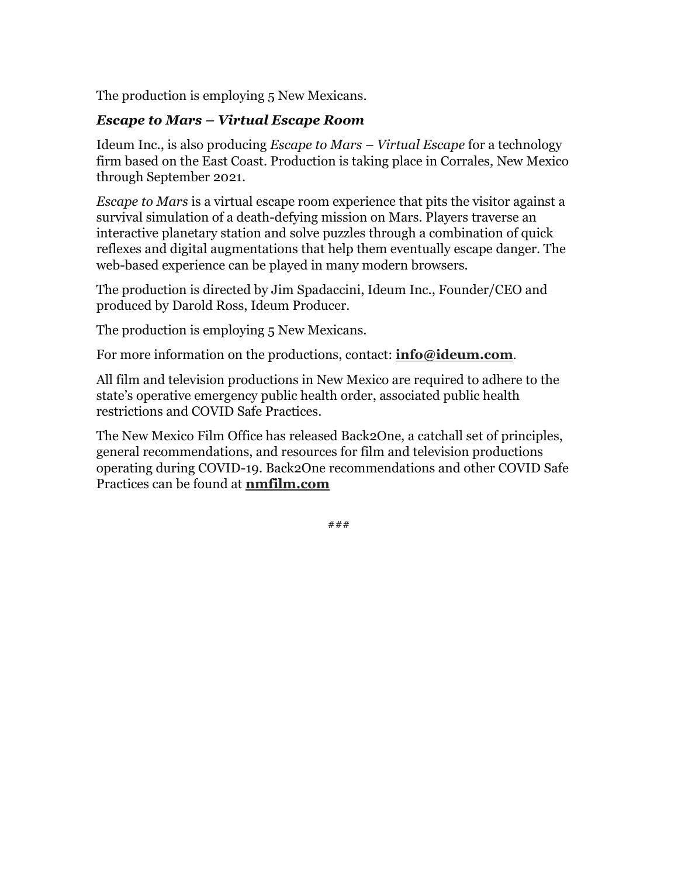The production is employing 5 New Mexicans.

### *Escape to Mars – Virtual Escape Room*

Ideum Inc., is also producing *Escape to Mars – Virtual Escape* for a technology firm based on the East Coast. Production is taking place in Corrales, New Mexico through September 2021.

*Escape to Mars* is a virtual escape room experience that pits the visitor against a survival simulation of a death-defying mission on Mars. Players traverse an interactive planetary station and solve puzzles through a combination of quick reflexes and digital augmentations that help them eventually escape danger. The web-based experience can be played in many modern browsers.

The production is directed by Jim Spadaccini, Ideum Inc., Founder/CEO and produced by Darold Ross, Ideum Producer.

The production is employing 5 New Mexicans.

For more information on the productions, contact: **info@ideum.com**.

All film and television productions in New Mexico are required to adhere to the state's operative emergency public health order, associated public health restrictions and COVID Safe Practices.

The New Mexico Film Office has released Back2One, a catchall set of principles, general recommendations, and resources for film and television productions operating during COVID-19. Back2One recommendations and other COVID Safe Practices can be found at **nmfilm.com**

###